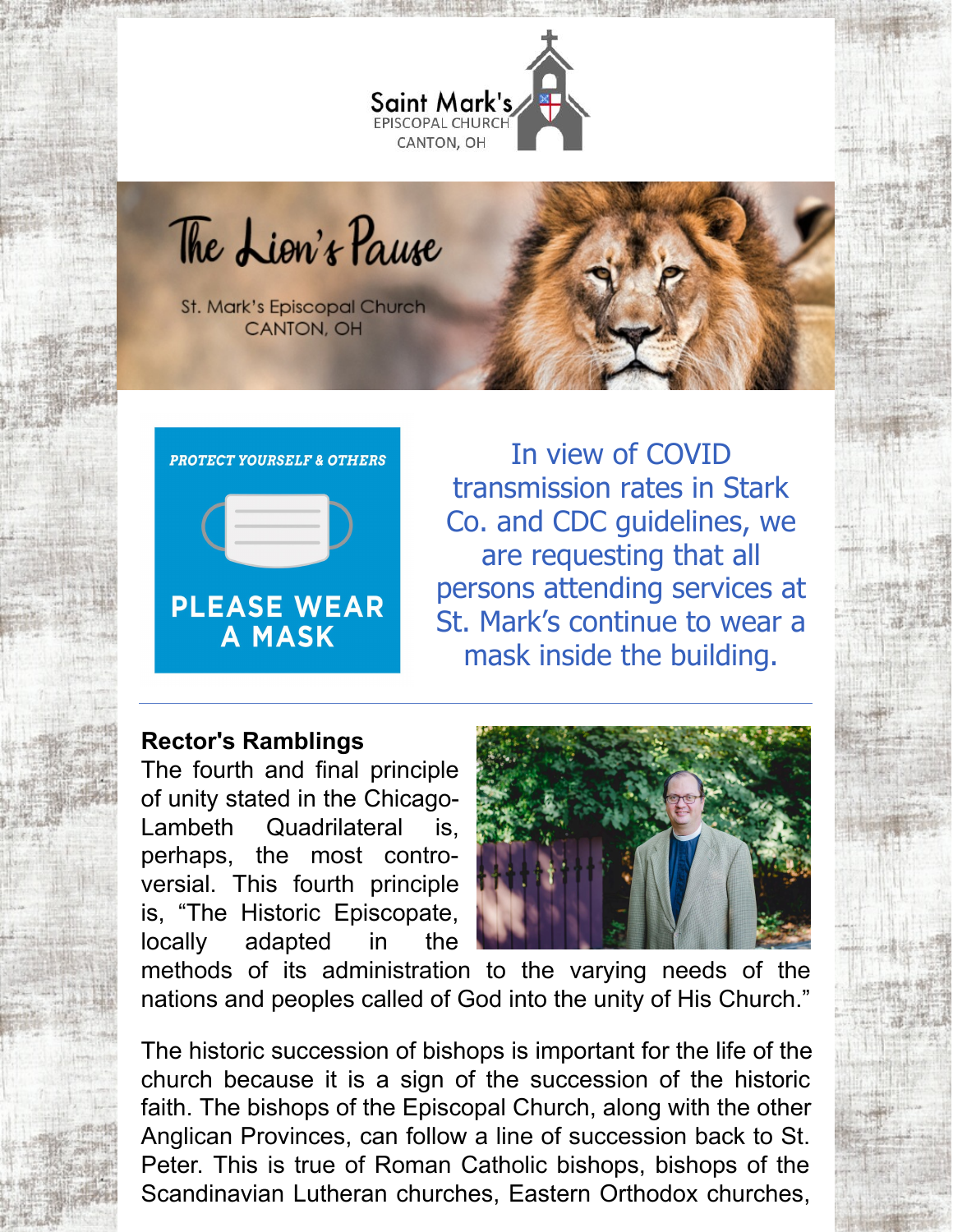Saint Mark's
EPISCOPAL CHURCH
CANTON, OH

# The Lion's Pause

St. Mark's Episcopal Church
CANTON, OH

*PROTECT YOURSELF & OTHERS*

**PLEASE WEAR A MASK**

In view of COVID transmission rates in Stark Co. and CDC guidelines, we are requesting that all persons attending services at St. Mark's continue to wear a mask inside the building.

---

**Rector's Ramblings**

The fourth and final principle of unity stated in the Chicago-Lambeth Quadrilateral is, perhaps, the most controversial. This fourth principle is, "The Historic Episcopate, locally adapted in the methods of its administration to the varying needs of the nations and peoples called of God into the unity of His Church."

The historic succession of bishops is important for the life of the church because it is a sign of the succession of the historic faith. The bishops of the Episcopal Church, along with the other Anglican Provinces, can follow a line of succession back to St. Peter. This is true of Roman Catholic bishops, bishops of the Scandinavian Lutheran churches, Eastern Orthodox churches,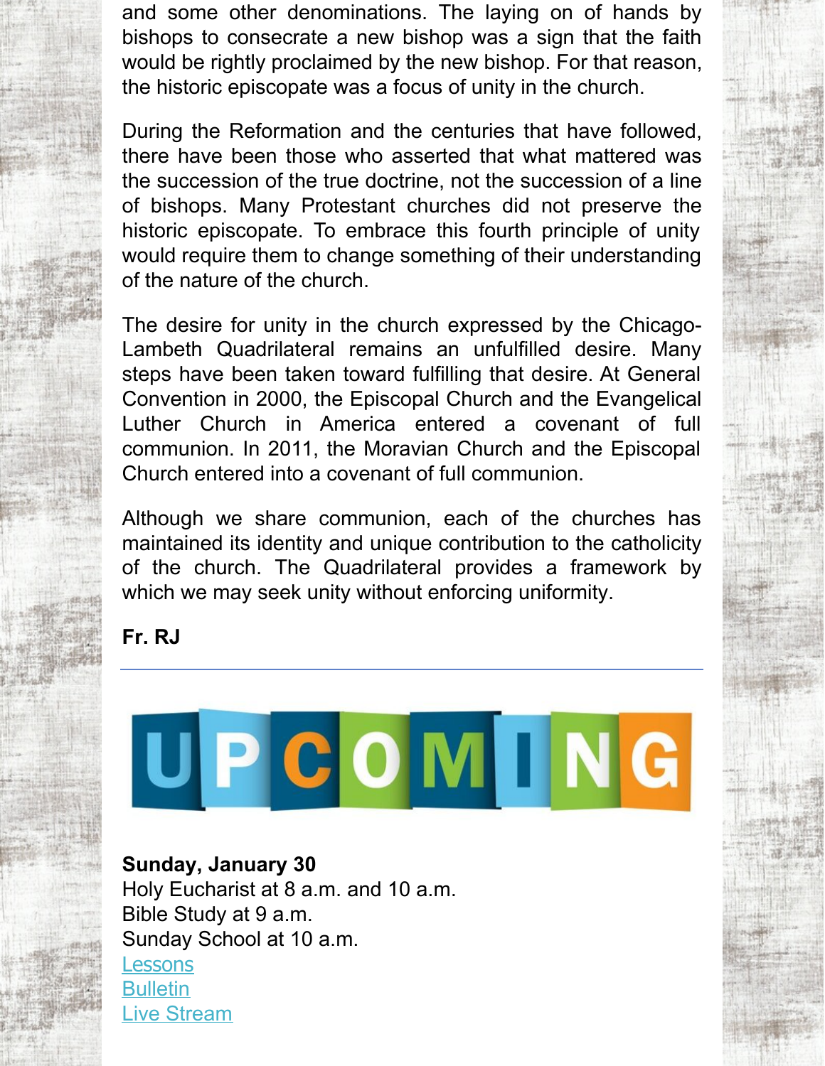and some other denominations. The laying on of hands by bishops to consecrate a new bishop was a sign that the faith would be rightly proclaimed by the new bishop. For that reason, the historic episcopate was a focus of unity in the church.

During the Reformation and the centuries that have followed, there have been those who asserted that what mattered was the succession of the true doctrine, not the succession of a line of bishops. Many Protestant churches did not preserve the historic episcopate. To embrace this fourth principle of unity would require them to change something of their understanding of the nature of the church.

The desire for unity in the church expressed by the Chicago-Lambeth Quadrilateral remains an unfulfilled desire. Many steps have been taken toward fulfilling that desire. At General Convention in 2000, the Episcopal Church and the Evangelical Luther Church in America entered a covenant of full communion. In 2011, the Moravian Church and the Episcopal Church entered into a covenant of full communion.

Although we share communion, each of the churches has maintained its identity and unique contribution to the catholicity of the church. The Quadrilateral provides a framework by which we may seek unity without enforcing uniformity.

**Fr. RJ**

---

## UPCOMING

**Sunday, January 30**
Holy Eucharist at 8 a.m. and 10 a.m.
Bible Study at 9 a.m.
Sunday School at 10 a.m.
Lessons
Bulletin
Live Stream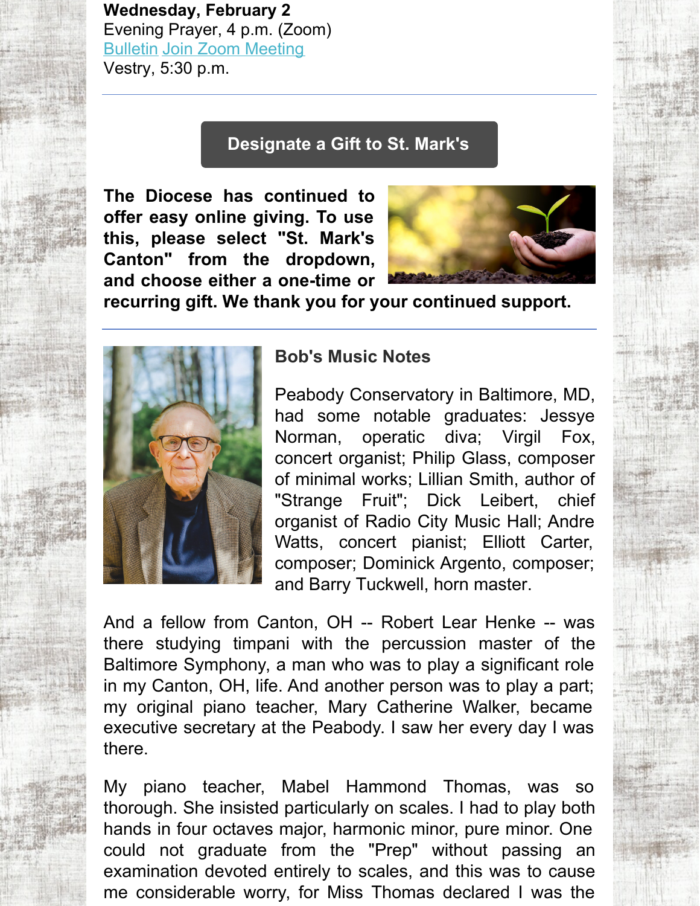**Wednesday, February 2**
Evening Prayer, 4 p.m. (Zoom)
Bulletin Join Zoom Meeting
Vestry, 5:30 p.m.

---

**Designate a Gift to St. Mark's**

**The Diocese has continued to offer easy online giving. To use this, please select "St. Mark's Canton" from the dropdown, and choose either a one-time or recurring gift. We thank you for your continued support.**

---

### Bob's Music Notes

Peabody Conservatory in Baltimore, MD, had some notable graduates: Jessye Norman, operatic diva; Virgil Fox, concert organist; Philip Glass, composer of minimal works; Lillian Smith, author of "Strange Fruit"; Dick Leibert, chief organist of Radio City Music Hall; Andre Watts, concert pianist; Elliott Carter, composer; Dominick Argento, composer; and Barry Tuckwell, horn master.

And a fellow from Canton, OH -- Robert Lear Henke -- was there studying timpani with the percussion master of the Baltimore Symphony, a man who was to play a significant role in my Canton, OH, life. And another person was to play a part; my original piano teacher, Mary Catherine Walker, became executive secretary at the Peabody. I saw her every day I was there.

My piano teacher, Mabel Hammond Thomas, was so thorough. She insisted particularly on scales. I had to play both hands in four octaves major, harmonic minor, pure minor. One could not graduate from the "Prep" without passing an examination devoted entirely to scales, and this was to cause me considerable worry, for Miss Thomas declared I was the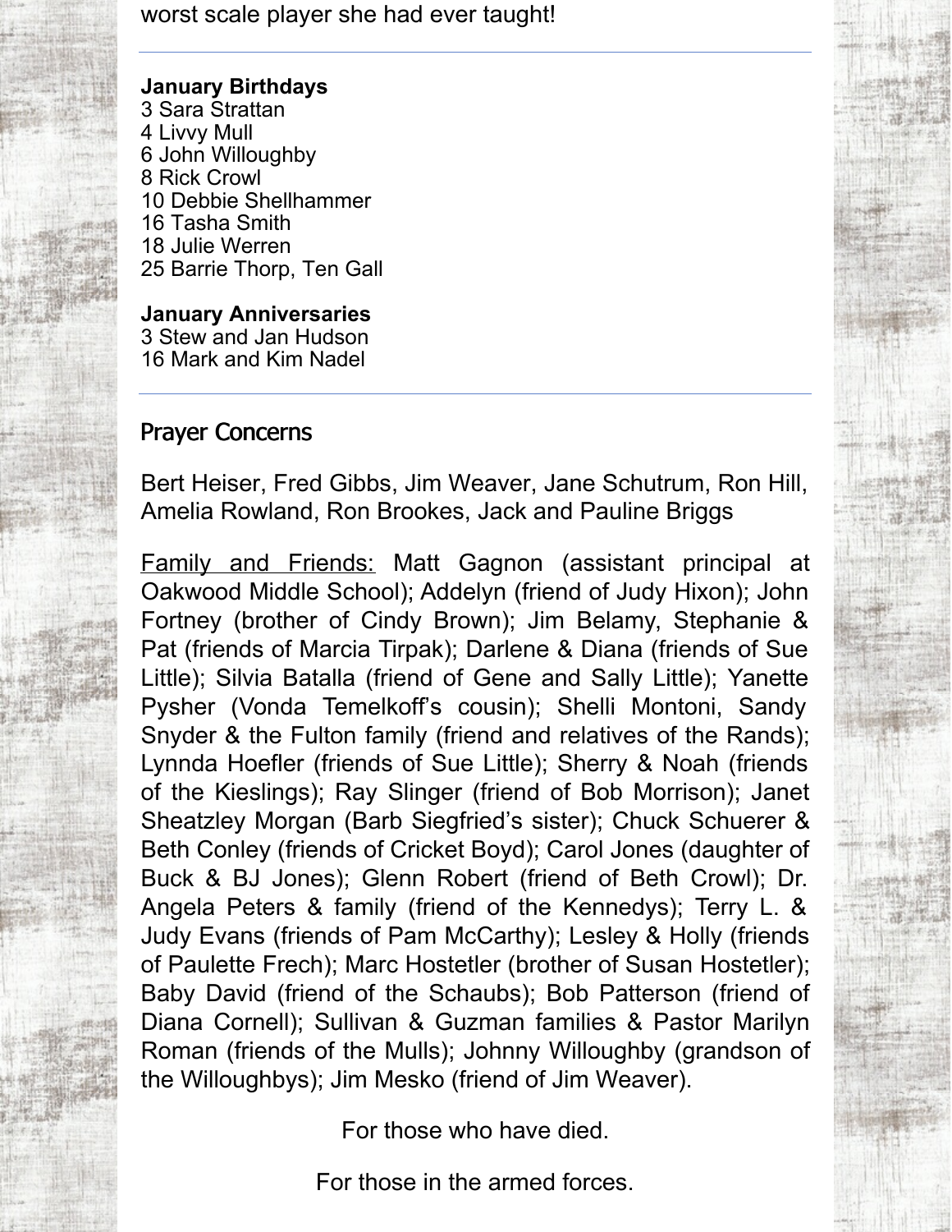worst scale player she had ever taught!

---

**January Birthdays**
3 Sara Strattan
4 Livvy Mull
6 John Willoughby
8 Rick Crowl
10 Debbie Shellhammer
16 Tasha Smith
18 Julie Werren
25 Barrie Thorp, Ten Gall

**January Anniversaries**
3 Stew and Jan Hudson
16 Mark and Kim Nadel

---

## Prayer Concerns

Bert Heiser, Fred Gibbs, Jim Weaver, Jane Schutrum, Ron Hill, Amelia Rowland, Ron Brookes, Jack and Pauline Briggs

<u>Family and Friends:</u> Matt Gagnon (assistant principal at Oakwood Middle School); Addelyn (friend of Judy Hixon); John Fortney (brother of Cindy Brown); Jim Belamy, Stephanie & Pat (friends of Marcia Tirpak); Darlene & Diana (friends of Sue Little); Silvia Batalla (friend of Gene and Sally Little); Yanette Pysher (Vonda Temelkoff's cousin); Shelli Montoni, Sandy Snyder & the Fulton family (friend and relatives of the Rands); Lynnda Hoefler (friends of Sue Little); Sherry & Noah (friends of the Kieslings); Ray Slinger (friend of Bob Morrison); Janet Sheatzley Morgan (Barb Siegfried's sister); Chuck Schuerer & Beth Conley (friends of Cricket Boyd); Carol Jones (daughter of Buck & BJ Jones); Glenn Robert (friend of Beth Crowl); Dr. Angela Peters & family (friend of the Kennedys); Terry L. & Judy Evans (friends of Pam McCarthy); Lesley & Holly (friends of Paulette Frech); Marc Hostetler (brother of Susan Hostetler); Baby David (friend of the Schaubs); Bob Patterson (friend of Diana Cornell); Sullivan & Guzman families & Pastor Marilyn Roman (friends of the Mulls); Johnny Willoughby (grandson of the Willoughbys); Jim Mesko (friend of Jim Weaver).

For those who have died.

For those in the armed forces.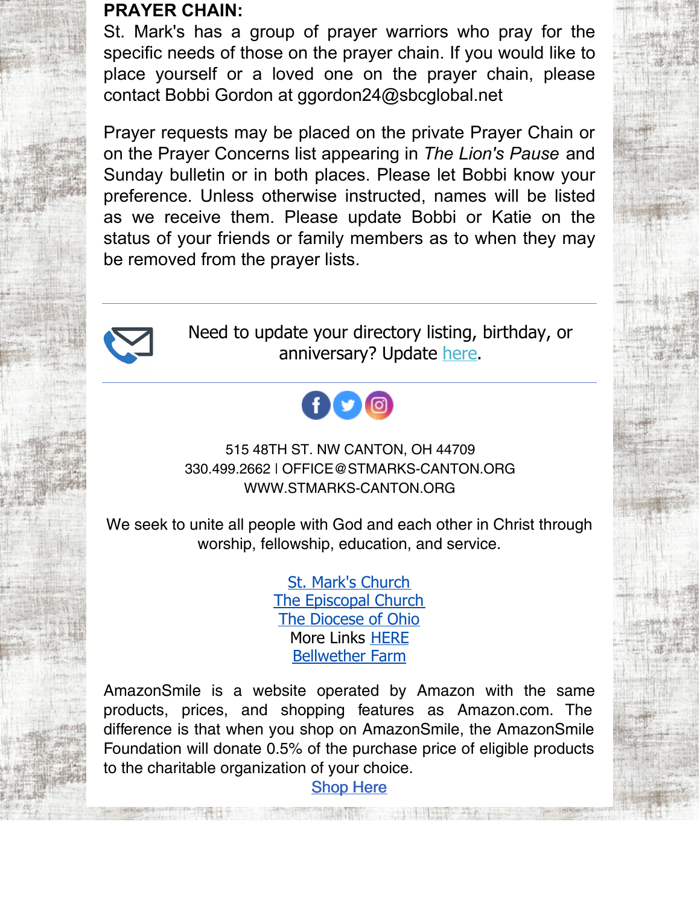**PRAYER CHAIN:**

St. Mark's has a group of prayer warriors who pray for the specific needs of those on the prayer chain. If you would like to place yourself or a loved one on the prayer chain, please contact Bobbi Gordon at ggordon24@sbcglobal.net

Prayer requests may be placed on the private Prayer Chain or on the Prayer Concerns list appearing in *The Lion's Pause* and Sunday bulletin or in both places. Please let Bobbi know your preference. Unless otherwise instructed, names will be listed as we receive them. Please update Bobbi or Katie on the status of your friends or family members as to when they may be removed from the prayer lists.

---

Need to update your directory listing, birthday, or anniversary? Update here.

---

515 48TH ST. NW CANTON, OH 44709
330.499.2662 | OFFICE@STMARKS-CANTON.ORG
WWW.STMARKS-CANTON.ORG

We seek to unite all people with God and each other in Christ through worship, fellowship, education, and service.

St. Mark's Church
The Episcopal Church
The Diocese of Ohio
More Links HERE
Bellwether Farm

AmazonSmile is a website operated by Amazon with the same products, prices, and shopping features as Amazon.com. The difference is that when you shop on AmazonSmile, the AmazonSmile Foundation will donate 0.5% of the purchase price of eligible products to the charitable organization of your choice.

Shop Here